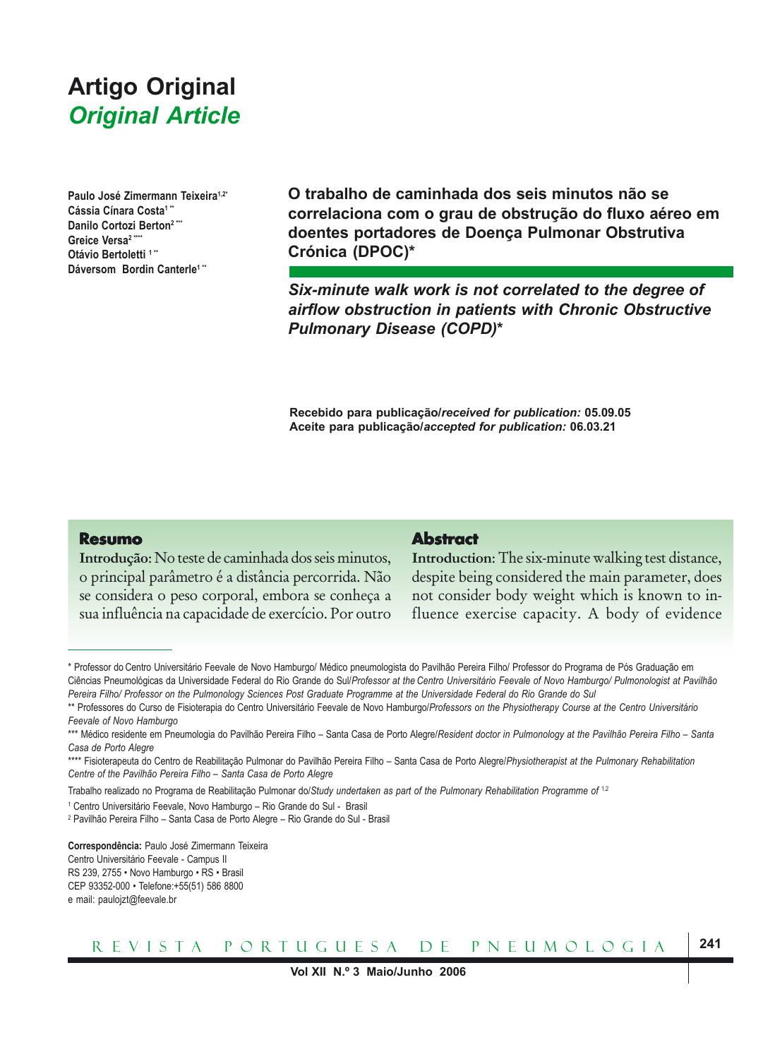# Artigo Original
## *Original Article*

**Paulo José Zimermann Teixeira[1,2*]**
**Cássia Cínara Costa[1 **]**
**Danilo Cortozi Berton[2 ***]**
**Greice Versa[2 ****]**
**Otávio Bertoletti [1 **]**
**Dáversom Bordin Canterle[1 **]**

## O trabalho de caminhada dos seis minutos não se correlaciona com o grau de obstrução do fluxo aéreo em doentes portadores de Doença Pulmonar Obstrutiva Crónica (DPOC)*

## *Six-minute walk work is not correlated to the degree of airflow obstruction in patients with Chronic Obstructive Pulmonary Disease (COPD)**

**Recebido para publicação/*received for publication:* 05.09.05**
**Aceite para publicação/*accepted for publication:* 06.03.21**

### Resumo

**Introdução:** No teste de caminhada dos seis minutos, o principal parâmetro é a distância percorrida. Não se considera o peso corporal, embora se conheça a sua influência na capacidade de exercício. Por outro

### Abstract

**Introduction:** The six-minute walking test distance, despite being considered the main parameter, does not consider body weight which is known to influence exercise capacity. A body of evidence

---

\* Professor do Centro Universitário Feevale de Novo Hamburgo/ Médico pneumologista do Pavilhão Pereira Filho/ Professor do Programa de Pós Graduação em Ciências Pneumológicas da Universidade Federal do Rio Grande do Sul/*Professor at the Centro Universitário Feevale of Novo Hamburgo/ Pulmonologist at Pavilhão Pereira Filho/ Professor on the Pulmonology Sciences Post Graduate Programme at the Universidade Federal do Rio Grande do Sul*

\*\* Professores do Curso de Fisioterapia do Centro Universitário Feevale de Novo Hamburgo/*Professors on the Physiotherapy Course at the Centro Universitário Feevale of Novo Hamburgo*

\*\*\* Médico residente em Pneumologia do Pavilhão Pereira Filho – Santa Casa de Porto Alegre/*Resident doctor in Pulmonology at the Pavilhão Pereira Filho – Santa Casa de Porto Alegre*

\*\*\*\* Fisioterapeuta do Centro de Reabilitação Pulmonar do Pavilhão Pereira Filho – Santa Casa de Porto Alegre/*Physiotherapist at the Pulmonary Rehabilitation Centre of the Pavilhão Pereira Filho – Santa Casa de Porto Alegre*

Trabalho realizado no Programa de Reabilitação Pulmonar do/*Study undertaken as part of the Pulmonary Rehabilitation Programme of* [1,2]

[1] Centro Universitário Feevale, Novo Hamburgo – Rio Grande do Sul - Brasil

[2] Pavilhão Pereira Filho – Santa Casa de Porto Alegre – Rio Grande do Sul - Brasil

**Correspondência:** Paulo José Zimermann Teixeira
Centro Universitário Feevale - Campus II
RS 239, 2755 • Novo Hamburgo • RS • Brasil
CEP 93352-000 • Telefone:+55(51) 586 8800
e mail: paulojzt@feevale.br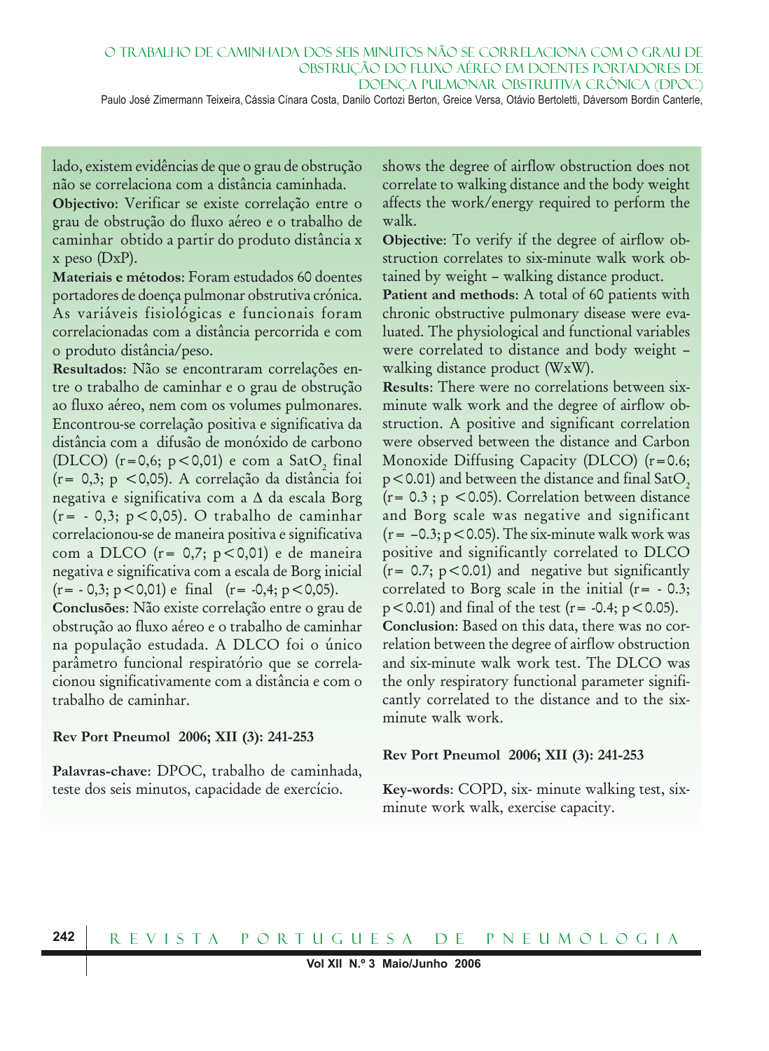lado, existem evidências de que o grau de obstrução não se correlaciona com a distância caminhada.

**Objectivo**: Verificar se existe correlação entre o grau de obstrução do fluxo aéreo e o trabalho de caminhar obtido a partir do produto distância x x peso (DxP).

**Materiais e métodos**: Foram estudados 60 doentes portadores de doença pulmonar obstrutiva crónica. As variáveis fisiológicas e funcionais foram correlacionadas com a distância percorrida e com o produto distância/peso.

**Resultados**: Não se encontraram correlações entre o trabalho de caminhar e o grau de obstrução ao fluxo aéreo, nem com os volumes pulmonares. Encontrou-se correlação positiva e significativa da distância com a difusão de monóxido de carbono (DLCO) ($r = 0,6$; $p < 0,01$) e com a $SatO_2$ final ($r = 0,3$; $p < 0,05$). A correlação da distância foi negativa e significativa com a Δ da escala Borg ($r = -0,3$; $p < 0,05$). O trabalho de caminhar correlacionou-se de maneira positiva e significativa com a DLCO ($r = 0,7$; $p < 0,01$) e de maneira negativa e significativa com a escala de Borg inicial ($r = -0,3$; $p < 0,01$) e final ($r = -0,4$; $p < 0,05$).

**Conclusões**: Não existe correlação entre o grau de obstrução ao fluxo aéreo e o trabalho de caminhar na população estudada. A DLCO foi o único parâmetro funcional respiratório que se correlacionou significativamente com a distância e com o trabalho de caminhar.

**Rev Port Pneumol 2006; XII (3): 241-253**

**Palavras-chave**: DPOC, trabalho de caminhada, teste dos seis minutos, capacidade de exercício.

shows the degree of airflow obstruction does not correlate to walking distance and the body weight affects the work/energy required to perform the walk.

**Objective**: To verify if the degree of airflow obstruction correlates to six-minute walk work obtained by weight – walking distance product.

**Patient and methods**: A total of 60 patients with chronic obstructive pulmonary disease were evaluated. The physiological and functional variables were correlated to distance and body weight – walking distance product (WxW).

**Results**: There were no correlations between six-minute walk work and the degree of airflow obstruction. A positive and significant correlation were observed between the distance and Carbon Monoxide Diffusing Capacity (DLCO) ($r = 0.6$; $p < 0.01$) and between the distance and final $SatO_2$ ($r = 0.3$ ; $p < 0.05$). Correlation between distance and Borg scale was negative and significant ($r = -0.3$; $p < 0.05$). The six-minute walk work was positive and significantly correlated to DLCO ($r = 0.7$; $p < 0.01$) and negative but significantly correlated to Borg scale in the initial ($r = -0.3$; $p < 0.01$) and final of the test ($r = -0.4$; $p < 0.05$).

**Conclusion**: Based on this data, there was no correlation between the degree of airflow obstruction and six-minute walk work test. The DLCO was the only respiratory functional parameter significantly correlated to the distance and to the six-minute walk work.

**Rev Port Pneumol 2006; XII (3): 241-253**

**Key-words**: COPD, six- minute walking test, six-minute work walk, exercise capacity.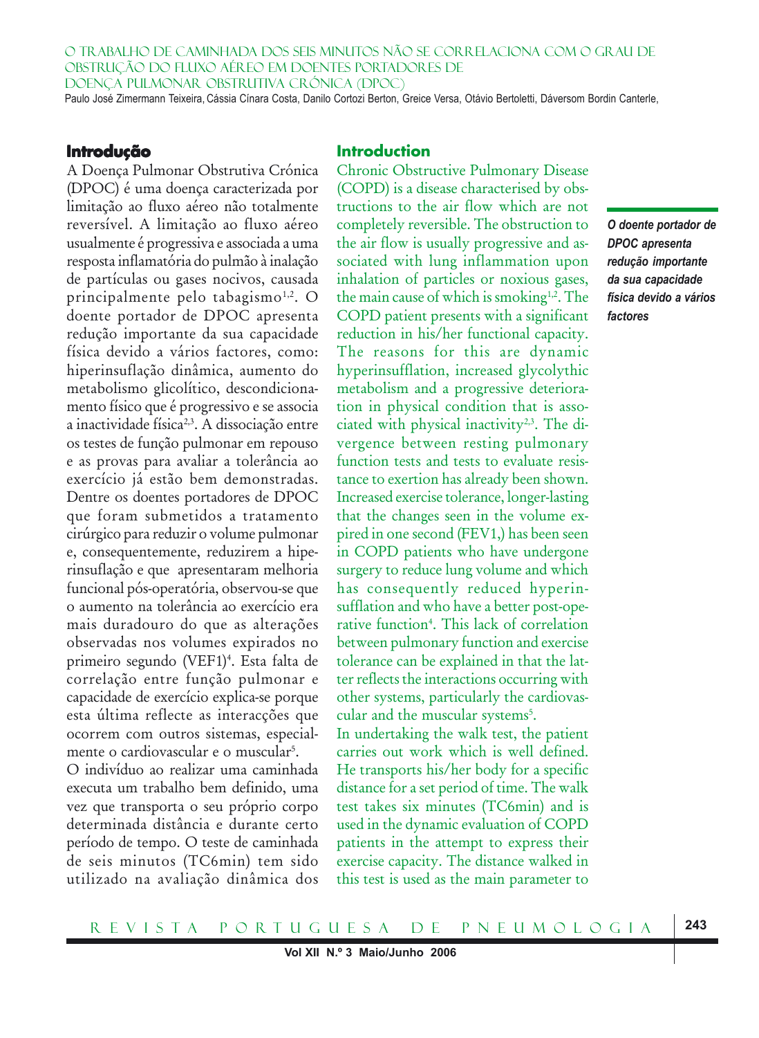## Introdução

A Doença Pulmonar Obstrutiva Crónica (DPOC) é uma doença caracterizada por limitação ao fluxo aéreo não totalmente reversível. A limitação ao fluxo aéreo usualmente é progressiva e associada a uma resposta inflamatória do pulmão à inalação de partículas ou gases nocivos, causada principalmente pelo tabagismo[1,2]. O doente portador de DPOC apresenta redução importante da sua capacidade física devido a vários factores, como: hiperinsuflação dinâmica, aumento do metabolismo glicolítico, descondicionamento físico que é progressivo e se associa a inactividade física[2,3]. A dissociação entre os testes de função pulmonar em repouso e as provas para avaliar a tolerância ao exercício já estão bem demonstradas. Dentre os doentes portadores de DPOC que foram submetidos a tratamento cirúrgico para reduzir o volume pulmonar e, consequentemente, reduzirem a hiperinsuflação e que apresentaram melhoria funcional pós-operatória, observou-se que o aumento na tolerância ao exercício era mais duradouro do que alterações observadas nos volumes expirados no primeiro segundo (VEF1)[4]. Esta falta de correlação entre função pulmonar e capacidade de exercício explica-se porque esta última reflecte as interacções que ocorrem com outros sistemas, especialmente o cardiovascular e o muscular[5].

O indivíduo ao realizar uma caminhada executa um trabalho bem definido, uma vez que transporta o seu próprio corpo determinada distância e durante certo período de tempo. O teste de caminhada de seis minutos (TC6min) tem sido utilizado na avaliação dinâmica dos

## Introduction

Chronic Obstructive Pulmonary Disease (COPD) is a disease characterised by obstructions to the air flow which are not completely reversible. The obstruction to the air flow is usually progressive and associated with lung inflammation upon inhalation of particles or noxious gases, the main cause of which is smoking[1,2]. The COPD patient presents with a significant reduction in his/her functional capacity. The reasons for this are dynamic hyperinsufflation, increased glycolythic metabolism and a progressive deterioration in physical condition that is associated with physical inactivity[2,3]. The divergence between resting pulmonary function tests and tests to evaluate resistance to exertion has already been shown. Increased exercise tolerance, longer-lasting that the changes seen in the volume expired in one second (FEV1,) has been seen in COPD patients who have undergone surgery to reduce lung volume and which has consequently reduced hyperinsufflation and who have a better post-operative function[4]. This lack of correlation between pulmonary function and exercise tolerance can be explained in that the latter reflects the interactions occurring with other systems, particularly the cardiovascular and the muscular systems[5].

In undertaking the walk test, the patient carries out work which is well defined. He transports his/her body for a specific distance for a set period of time. The walk test takes six minutes (TC6min) and is used in the dynamic evaluation of COPD patients in the attempt to express their exercise capacity. The distance walked in this test is used as the main parameter to

***O doente portador de DPOC apresenta redução importante da sua capacidade física devido a vários factores***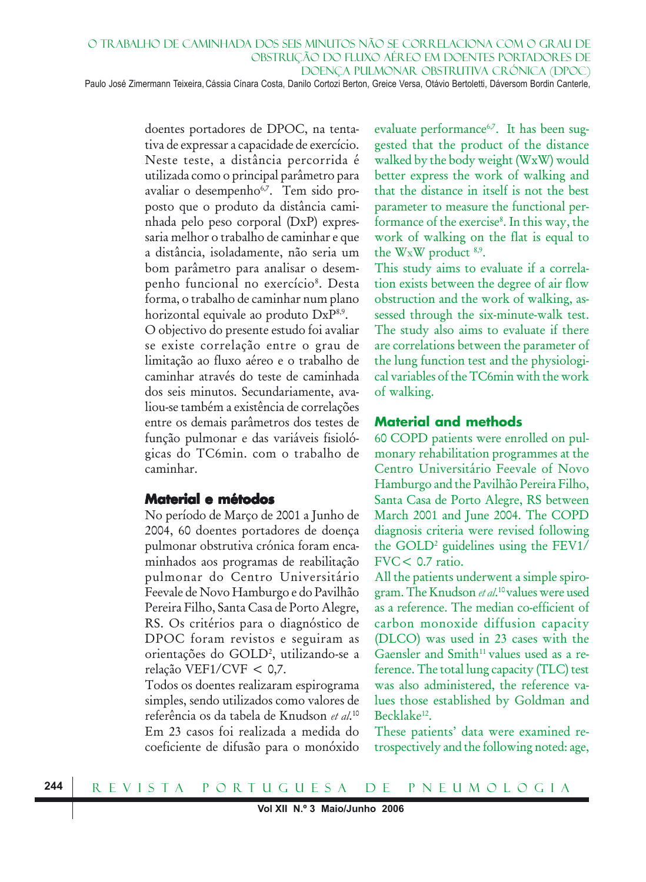doentes portadores de DPOC, na tentativa de expressar a capacidade de exercício. Neste teste, a distância percorrida é utilizada como o principal parâmetro para avaliar o desempenho[6,7]. Tem sido proposto que o produto da distância caminhada pelo peso corporal (DxP) expressaria melhor o trabalho de caminhar e que a distância, isoladamente, não seria um bom parâmetro para analisar o desempenho funcional no exercício[8]. Desta forma, o trabalho de caminhar num plano horizontal equivale ao produto DxP[8,9].

O objectivo do presente estudo foi avaliar se existe correlação entre o grau de limitação ao fluxo aéreo e o trabalho de caminhar através do teste de caminhada dos seis minutos. Secundariamente, avaliou-se também a existência de correlações entre os demais parâmetros dos testes de função pulmonar e das variáveis fisiológicas do TC6min. com o trabalho de caminhar.

## Material e métodos

No período de Março de 2001 a Junho de 2004, 60 doentes portadores de doença pulmonar obstrutiva crónica foram encaminhados aos programas de reabilitação pulmonar do Centro Universitário Feevale de Novo Hamburgo e do Pavilhão Pereira Filho, Santa Casa de Porto Alegre, RS. Os critérios para o diagnóstico de DPOC foram revistos e seguiram as orientações do GOLD[2], utilizando-se a relação VEF1/CVF $< 0,7$.

Todos os doentes realizaram espirograma simples, sendo utilizados como valores de referência os da tabela de Knudson *et al*.[10] Em 23 casos foi realizada a medida do coeficiente de difusão para o monóxido

evaluate performance[6,7]. It has been suggested that the product of the distance walked by the body weight (WxW) would better express the work of walking and that the distance in itself is not the best parameter to measure the functional performance of the exercise[8]. In this way, the work of walking on the flat is equal to the WxW product [8,9].

This study aims to evaluate if a correlation exists between the degree of air flow obstruction and the work of walking, assessed through the six-minute-walk test. The study also aims to evaluate if there are correlations between the parameter of the lung function test and the physiological variables of the TC6min with the work of walking.

## Material and methods

60 COPD patients were enrolled on pulmonary rehabilitation programmes at the Centro Universitário Feevale of Novo Hamburgo and the Pavilhão Pereira Filho, Santa Casa de Porto Alegre, RS between March 2001 and June 2004. The COPD diagnosis criteria were revised following the GOLD[2] guidelines using the FEV1/FVC $< 0.7$ ratio.

All the patients underwent a simple spirogram. The Knudson *et al*.[10] values were used as a reference. The median co-efficient of carbon monoxide diffusion capacity (DLCO) was used in 23 cases with the Gaensler and Smith[11] values used as a reference. The total lung capacity (TLC) test was also administered, the reference values those established by Goldman and Becklake[12].

These patients' data were examined retrospectively and the following noted: age,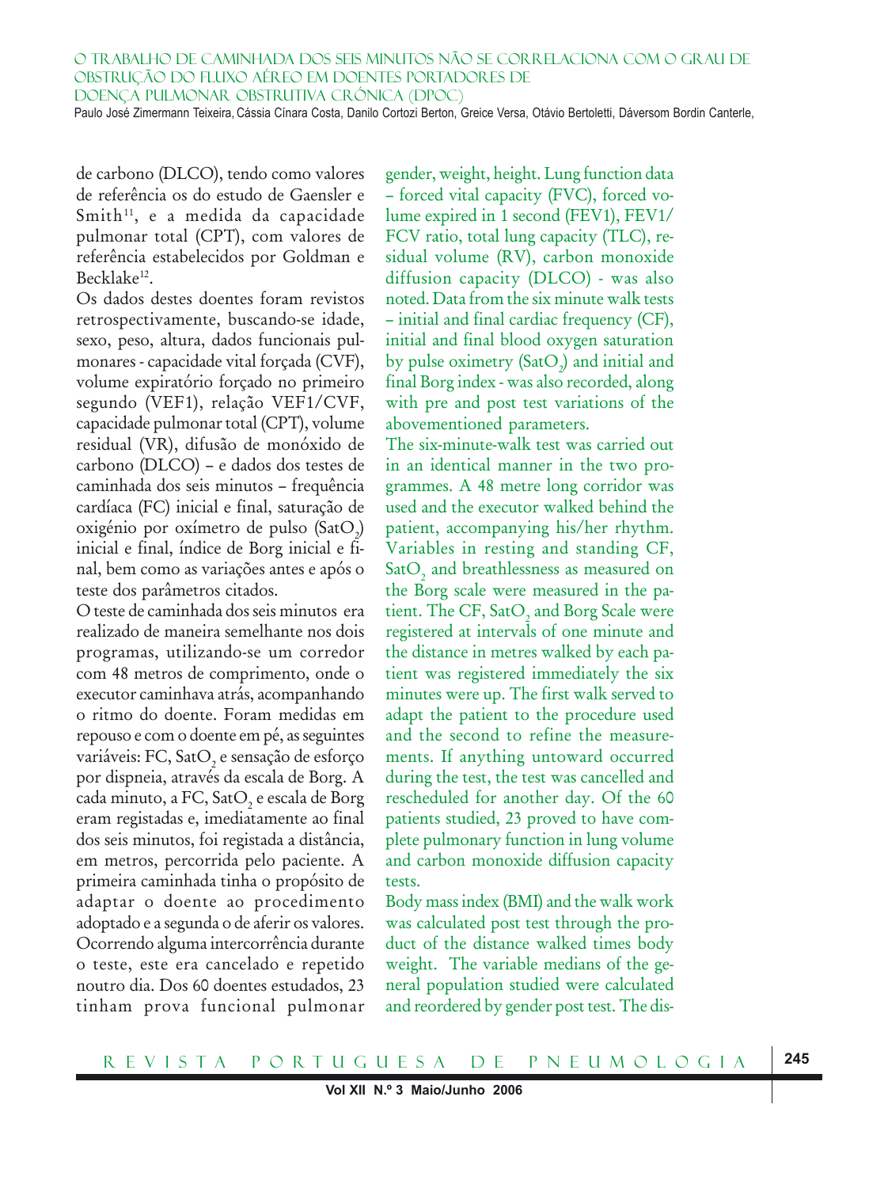de carbono (DLCO), tendo como valores de referência os do estudo de Gaensler e Smith[11], e a medida da capacidade pulmonar total (CPT), com valores de referência estabelecidos por Goldman e Becklake[12].

Os dados destes doentes foram revistos retrospectivamente, buscando-se idade, sexo, peso, altura, dados funcionais pulmonares - capacidade vital forçada (CVF), volume expiratório forçado no primeiro segundo (VEF1), relação VEF1/CVF, capacidade pulmonar total (CPT), volume residual (VR), difusão de monóxido de carbono (DLCO) – e dados dos testes de caminhada dos seis minutos – frequência cardíaca (FC) inicial e final, saturação de oxigénio por oxímetro de pulso ($SatO_2$) inicial e final, índice de Borg inicial e final, bem como as variações antes e após o teste dos parâmetros citados.

O teste de caminhada dos seis minutos era realizado de maneira semelhante nos dois programas, utilizando-se um corredor com 48 metros de comprimento, onde o executor caminhava atrás, acompanhando o ritmo do doente. Foram medidas em repouso e com o doente em pé, as seguintes variáveis: FC, $SatO_2$ e sensação de esforço por dispneia, através da escala de Borg. A cada minuto, a FC, $SatO_2$ e escala de Borg eram registadas e, imediatamente ao final dos seis minutos, foi registada a distância, em metros, percorrida pelo paciente. A primeira caminhada tinha o propósito de adaptar o doente ao procedimento adoptado e a segunda o de aferir os valores. Ocorrendo alguma intercorrência durante o teste, este era cancelado e repetido noutro dia. Dos 60 doentes estudados, 23 tinham prova funcional pulmonar

gender, weight, height. Lung function data – forced vital capacity (FVC), forced volume expired in 1 second (FEV1), FEV1/FCV ratio, total lung capacity (TLC), residual volume (RV), carbon monoxide diffusion capacity (DLCO) - was also noted. Data from the six minute walk tests – initial and final cardiac frequency (CF), initial and final blood oxygen saturation by pulse oximetry ($SatO_2$) and initial and final Borg index - was also recorded, along with pre and post test variations of the abovementioned parameters.

The six-minute-walk test was carried out in an identical manner in the two programmes. A 48 metre long corridor was used and the executor walked behind the patient, accompanying his/her rhythm. Variables in resting and standing CF, $SatO_2$ and breathlessness as measured on the Borg scale were measured in the patient. The CF, $SatO_2$ and Borg Scale were registered at intervals of one minute and the distance in metres walked by each patient was registered immediately the six minutes were up. The first walk served to adapt the patient to the procedure used and the second to refine the measurements. If anything untoward occurred during the test, the test was cancelled and rescheduled for another day. Of the 60 patients studied, 23 proved to have complete pulmonary function in lung volume and carbon monoxide diffusion capacity tests.

Body mass index (BMI) and the walk work was calculated post test through the product of the distance walked times body weight. The variable medians of the general population studied were calculated and reordered by gender post test. The dis-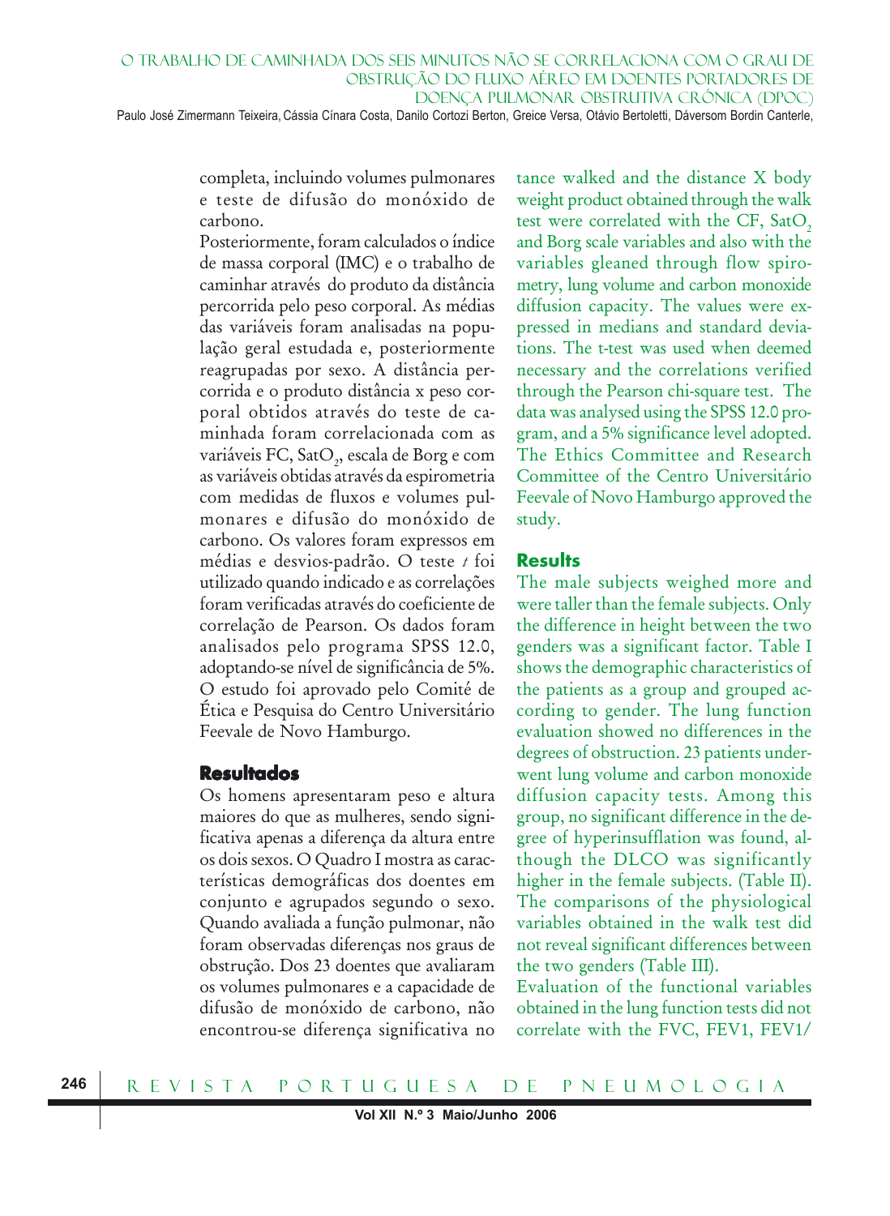completa, incluindo volumes pulmonares e teste de difusão do monóxido de carbono.

Posteriormente, foram calculados o índice de massa corporal (IMC) e o trabalho de caminhar através do produto da distância percorrida pelo peso corporal. As médias das variáveis foram analisadas na população geral estudada e, posteriormente reagrupadas por sexo. A distância percorrida e o produto distância x peso corporal obtidos através do teste de caminhada foram correlacionada com as variáveis FC, $SatO_2$, escala de Borg e com as variáveis obtidas através da espirometria com medidas de fluxos e volumes pulmonares e difusão do monóxido de carbono. Os valores foram expressos em médias e desvios-padrão. O teste *t* foi utilizado quando indicado e as correlações foram verificadas através do coeficiente de correlação de Pearson. Os dados foram analisados pelo programa SPSS 12.0, adoptando-se nível de significância de 5%. O estudo foi aprovado pelo Comité de Ética e Pesquisa do Centro Universitário Feevale de Novo Hamburgo.

## Resultados

Os homens apresentaram peso e altura maiores do que as mulheres, sendo significativa apenas a diferença da altura entre os dois sexos. O Quadro I mostra as características demográficas dos doentes em conjunto e agrupados segundo o sexo. Quando avaliada a função pulmonar, não foram observadas diferenças nos graus de obstrução. Dos 23 doentes que avaliaram os volumes pulmonares e a capacidade de difusão de monóxido de carbono, não encontrou-se diferença significativa no

tance walked and the distance X body weight product obtained through the walk test were correlated with the CF, $SatO_2$ and Borg scale variables and also with the variables gleaned through flow spirometry, lung volume and carbon monoxide diffusion capacity. The values were expressed in medians and standard deviations. The t-test was used when deemed necessary and the correlations verified through the Pearson chi-square test. The data was analysed using the SPSS 12.0 program, and a 5% significance level adopted. The Ethics Committee and Research Committee of the Centro Universitário Feevale of Novo Hamburgo approved the study.

## Results

The male subjects weighed more and were taller than the female subjects. Only the difference in height between the two genders was a significant factor. Table I shows the demographic characteristics of the patients as a group and grouped according to gender. The lung function evaluation showed no differences in the degrees of obstruction. 23 patients underwent lung volume and carbon monoxide diffusion capacity tests. Among this group, no significant difference in the degree of hyperinsufflation was found, although the DLCO was significantly higher in the female subjects. (Table II). The comparisons of the physiological variables obtained in the walk test did not reveal significant differences between the two genders (Table III).

Evaluation of the functional variables obtained in the lung function tests did not correlate with the FVC, FEV1, FEV1/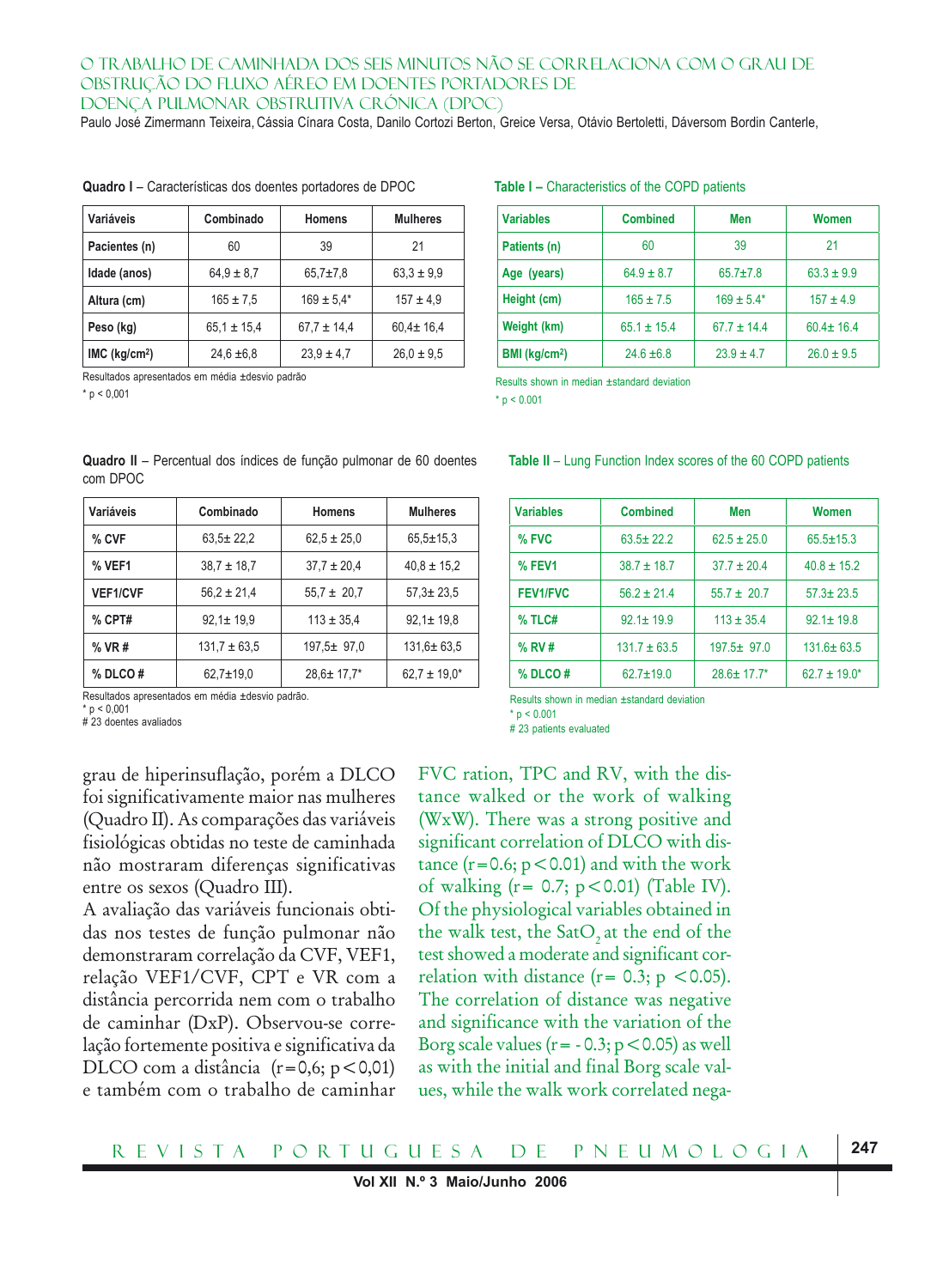**Quadro I** – Características dos doentes portadores de DPOC

| Variáveis | Combinado | Homens | Mulheres |
|---|---|---|---|
| Pacientes (n) | 60 | 39 | 21 |
| Idade (anos) | 64,9 ± 8,7 | 65,7±7,8 | 63,3 ± 9,9 |
| Altura (cm) | 165 ± 7,5 | 169 ± 5,4* | 157 ± 4,9 |
| Peso (kg) | 65,1 ± 15,4 | 67,7 ± 14,4 | 60,4± 16,4 |
| IMC (kg/cm²) | 24,6 ±6,8 | 23,9 ± 4,7 | 26,0 ± 9,5 |

Resultados apresentados em média ±desvio padrão
* p < 0,001

**Table I** – Characteristics of the COPD patients

| Variables | Combined | Men | Women |
|---|---|---|---|
| Patients (n) | 60 | 39 | 21 |
| Age (years) | 64.9 ± 8.7 | 65.7±7.8 | 63.3 ± 9.9 |
| Height (cm) | 165 ± 7.5 | 169 ± 5.4* | 157 ± 4.9 |
| Weight (km) | 65.1 ± 15.4 | 67.7 ± 14.4 | 60.4± 16.4 |
| BMI (kg/cm²) | 24.6 ±6.8 | 23.9 ± 4.7 | 26.0 ± 9.5 |

Results shown in median ±standard deviation
* p < 0.001

**Quadro II** – Percentual dos índices de função pulmonar de 60 doentes com DPOC

| Variáveis | Combinado | Homens | Mulheres |
|---|---|---|---|
| % CVF | 63,5± 22,2 | 62,5 ± 25,0 | 65,5±15,3 |
| % VEF1 | 38,7 ± 18,7 | 37,7 ± 20,4 | 40,8 ± 15,2 |
| VEF1/CVF | 56,2 ± 21,4 | 55,7 ± 20,7 | 57,3± 23,5 |
| % CPT# | 92,1± 19,9 | 113 ± 35,4 | 92,1± 19,8 |
| % VR # | 131,7 ± 63,5 | 197,5± 97,0 | 131,6± 63,5 |
| % DLCO # | 62,7±19,0 | 28,6± 17,7* | 62,7 ± 19,0* |

Resultados apresentados em média ±desvio padrão.
* p < 0,001
# 23 doentes avaliados

**Table II** – Lung Function Index scores of the 60 COPD patients

| Variables | Combined | Men | Women |
|---|---|---|---|
| % FVC | 63.5± 22.2 | 62.5 ± 25.0 | 65.5±15.3 |
| % FEV1 | 38.7 ± 18.7 | 37.7 ± 20.4 | 40.8 ± 15.2 |
| FEV1/FVC | 56.2 ± 21.4 | 55.7 ± 20.7 | 57.3± 23.5 |
| % TLC# | 92.1± 19.9 | 113 ± 35.4 | 92.1± 19.8 |
| % RV # | 131.7 ± 63.5 | 197.5± 97.0 | 131.6± 63.5 |
| % DLCO # | 62.7±19.0 | 28.6± 17.7* | 62.7 ± 19.0* |

Results shown in median ±standard deviation
* p < 0.001
# 23 patients evaluated

grau de hiperinsuflação, porém a DLCO foi significativamente maior nas mulheres (Quadro II). As comparações das variáveis fisiológicas obtidas no teste de caminhada não mostraram diferenças significativas entre os sexos (Quadro III).

A avaliação das variáveis funcionais obtidas nos testes de função pulmonar não demonstraram correlação da CVF, VEF1, relação VEF1/CVF, CPT e VR com a distância percorrida nem com o trabalho de caminhar (DxP). Observou-se correlação fortemente positiva e significativa da DLCO com a distância (r=0,6; p<0,01) e também com o trabalho de caminhar

FVC ration, TPC and RV, with the distance walked or the work of walking (WxW). There was a strong positive and significant correlation of DLCO with distance (r=0.6; p<0.01) and with the work of walking (r= 0.7; p<0.01) (Table IV). Of the physiological variables obtained in the walk test, the $SatO_2$ at the end of the test showed a moderate and significant correlation with distance (r= 0.3; p <0.05). The correlation of distance was negative and significance with the variation of the Borg scale values (r= - 0.3; p<0.05) as well as with the initial and final Borg scale values, while the walk work correlated nega-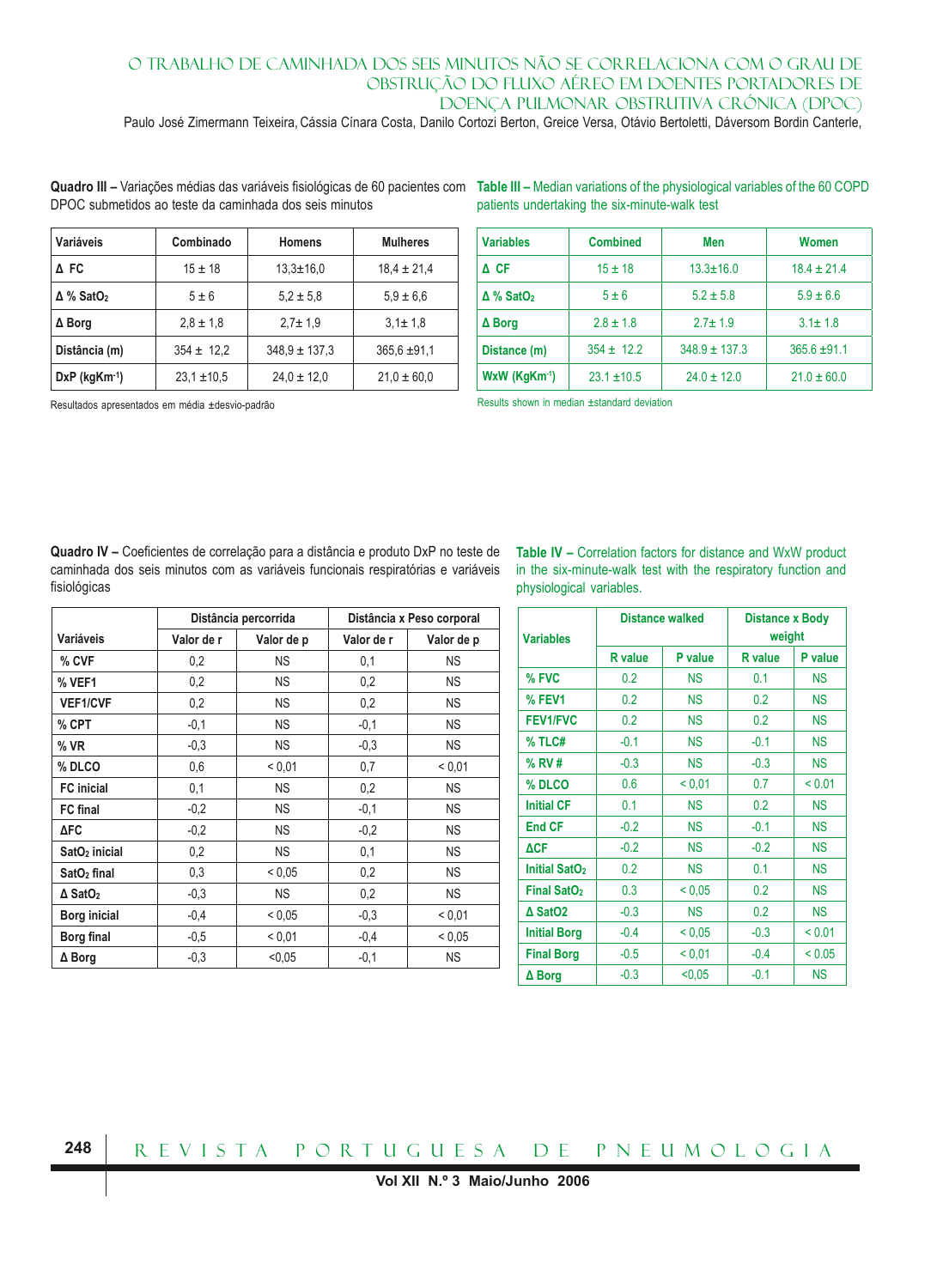**Quadro III –** Variações médias das variáveis fisiológicas de 60 pacientes com DPOC submetidos ao teste da caminhada dos seis minutos

| Variáveis | Combinado | Homens | Mulheres |
|---|---|---|---|
| Δ FC | 15 ± 18 | 13,3±16,0 | 18,4 ± 21,4 |
| Δ % $SatO_2$ | 5 ± 6 | 5,2 ± 5,8 | 5,9 ± 6,6 |
| Δ Borg | 2,8 ± 1,8 | 2,7± 1,9 | 3,1± 1,8 |
| Distância (m) | 354 ± 12,2 | 348,9 ± 137,3 | 365,6 ±91,1 |
| DxP (kgKm$^{-1}$) | 23,1 ±10,5 | 24,0 ± 12,0 | 21,0 ± 60,0 |

Resultados apresentados em média ±desvio-padrão

**Table III –** Median variations of the physiological variables of the 60 COPD patients undertaking the six-minute-walk test

| Variables | Combined | Men | Women |
|---|---|---|---|
| Δ CF | 15 ± 18 | 13.3±16.0 | 18.4 ± 21.4 |
| Δ % $SatO_2$ | 5 ± 6 | 5.2 ± 5.8 | 5.9 ± 6.6 |
| Δ Borg | 2.8 ± 1.8 | 2.7± 1.9 | 3.1± 1.8 |
| Distance (m) | 354 ± 12.2 | 348.9 ± 137.3 | 365.6 ±91.1 |
| WxW (KgKm$^{-1}$) | 23.1 ±10.5 | 24.0 ± 12.0 | 21.0 ± 60.0 |

Results shown in median ±standard deviation

**Quadro IV –** Coeficientes de correlação para a distância e produto DxP no teste de caminhada dos seis minutos com as variáveis funcionais respiratórias e variáveis fisiológicas

| Variáveis | Distância percorrida | | Distância x Peso corporal | |
|---|---|---|---|---|
| | Valor de r | Valor de p | Valor de r | Valor de p |
| % CVF | 0,2 | NS | 0,1 | NS |
| % VEF1 | 0,2 | NS | 0,2 | NS |
| VEF1/CVF | 0,2 | NS | 0,2 | NS |
| % CPT | -0,1 | NS | -0,1 | NS |
| % VR | -0,3 | NS | -0,3 | NS |
| % DLCO | 0,6 | < 0,01 | 0,7 | < 0,01 |
| FC inicial | 0,1 | NS | 0,2 | NS |
| FC final | -0,2 | NS | -0,1 | NS |
| ΔFC | -0,2 | NS | -0,2 | NS |
| $SatO_2$ inicial | 0,2 | NS | 0,1 | NS |
| $SatO_2$ final | 0,3 | < 0,05 | 0,2 | NS |
| Δ $SatO_2$ | -0,3 | NS | 0,2 | NS |
| Borg inicial | -0,4 | < 0,05 | -0,3 | < 0,01 |
| Borg final | -0,5 | < 0,01 | -0,4 | < 0,05 |
| Δ Borg | -0,3 | <0,05 | -0,1 | NS |

**Table IV –** Correlation factors for distance and WxW product in the six-minute-walk test with the respiratory function and physiological variables.

| Variables | Distance walked | | Distance x Body weight | |
|---|---|---|---|---|
| | R value | P value | R value | P value |
| % FVC | 0.2 | NS | 0.1 | NS |
| % FEV1 | 0.2 | NS | 0.2 | NS |
| FEV1/FVC | 0.2 | NS | 0.2 | NS |
| % TLC# | -0.1 | NS | -0.1 | NS |
| % RV # | -0.3 | NS | -0.3 | NS |
| % DLCO | 0.6 | < 0,01 | 0.7 | < 0.01 |
| Initial CF | 0.1 | NS | 0.2 | NS |
| End CF | -0.2 | NS | -0.1 | NS |
| ΔCF | -0.2 | NS | -0.2 | NS |
| Initial $SatO_2$ | 0.2 | NS | 0.1 | NS |
| Final $SatO_2$ | 0.3 | < 0,05 | 0.2 | NS |
| Δ SatO2 | -0.3 | NS | 0.2 | NS |
| Initial Borg | -0.4 | < 0,05 | -0.3 | < 0.01 |
| Final Borg | -0.5 | < 0,01 | -0.4 | < 0.05 |
| Δ Borg | -0.3 | <0,05 | -0.1 | NS |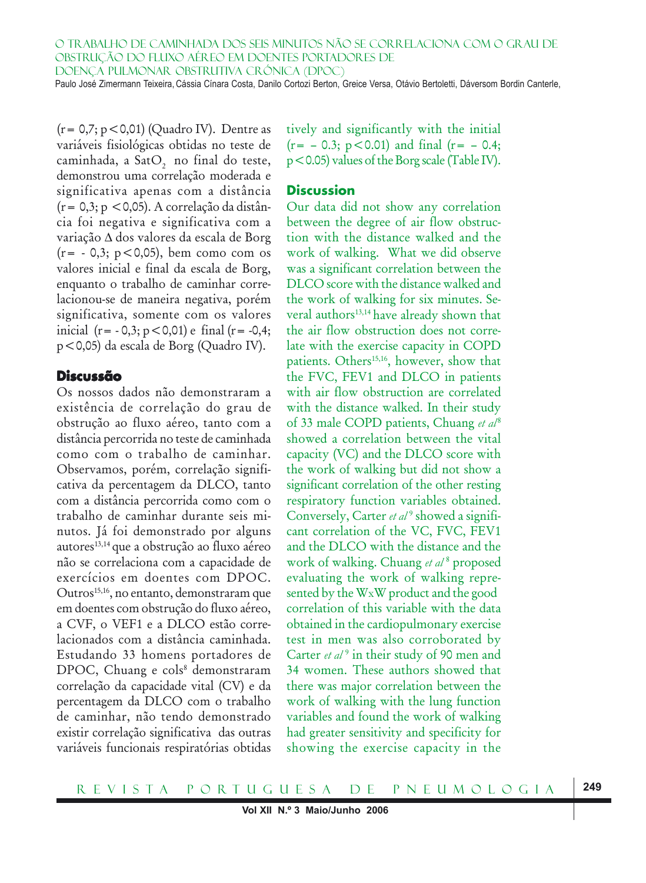($r = 0{,}7$; $p < 0{,}01$) (Quadro IV). Dentre as variáveis fisiológicas obtidas no teste de caminhada, a $SatO_2$ no final do teste, demonstrou uma correlação moderada e significativa apenas com a distância ($r = 0{,}3$; $p < 0{,}05$). A correlação da distância foi negativa e significativa com a variação Δ dos valores da escala de Borg ($r = -0{,}3$; $p < 0{,}05$), bem como com os valores inicial e final da escala de Borg, enquanto o trabalho de caminhar correlacionou-se de maneira negativa, porém significativa, somente com os valores inicial ($r = -0{,}3$; $p < 0{,}01$) e final ($r = -0{,}4$; $p < 0{,}05$) da escala de Borg (Quadro IV).

## Discussão

Os nossos dados não demonstraram a existência de correlação do grau de obstrução ao fluxo aéreo, tanto com a distância percorrida no teste de caminhada como com o trabalho de caminhar. Observamos, porém, correlação significativa da percentagem da DLCO, tanto com a distância percorrida como com o trabalho de caminhar durante seis minutos. Já foi demonstrado por alguns autores[13,14] que a obstrução ao fluxo aéreo não se correlaciona com a capacidade de exercícios em doentes com DPOC. Outros[15,16], no entanto, demonstraram que em doentes com obstrução do fluxo aéreo, a CVF, o VEF1 e a DLCO estão correlacionados com a distância caminhada. Estudando 33 homens portadores de DPOC, Chuang e cols[8] demonstraram correlação da capacidade vital (CV) e da percentagem da DLCO com o trabalho de caminhar, não tendo demonstrado existir correlação significativa das outras variáveis funcionais respiratórias obtidas

tively and significantly with the initial ($r = -0.3$; $p < 0.01$) and final ($r = -0.4$; $p < 0.05$) values of the Borg scale (Table IV).

## Discussion

Our data did not show any correlation between the degree of air flow obstruction with the distance walked and the work of walking. What we did observe was a significant correlation between the DLCO score with the distance walked and the work of walking for six minutes. Several authors[13,14] have already shown that the air flow obstruction does not correlate with the exercise capacity in COPD patients. Others[15,16], however, show that the FVC, FEV1 and DLCO in patients with air flow obstruction are correlated with the distance walked. In their study of 33 male COPD patients, Chuang *et al*[8] showed a correlation between the vital capacity (VC) and the DLCO score with the work of walking but did not show a significant correlation of the other resting respiratory function variables obtained. Conversely, Carter *et al*[9] showed a significant correlation of the VC, FVC, FEV1 and the DLCO with the distance and the work of walking. Chuang *et al*[8] proposed evaluating the work of walking represented by the WxW product and the good correlation of this variable with the data obtained in the cardiopulmonary exercise test in men was also corroborated by Carter *et al*[9] in their study of 90 men and 34 women. These authors showed that there was major correlation between the work of walking with the lung function variables and found the work of walking had greater sensitivity and specificity for showing the exercise capacity in the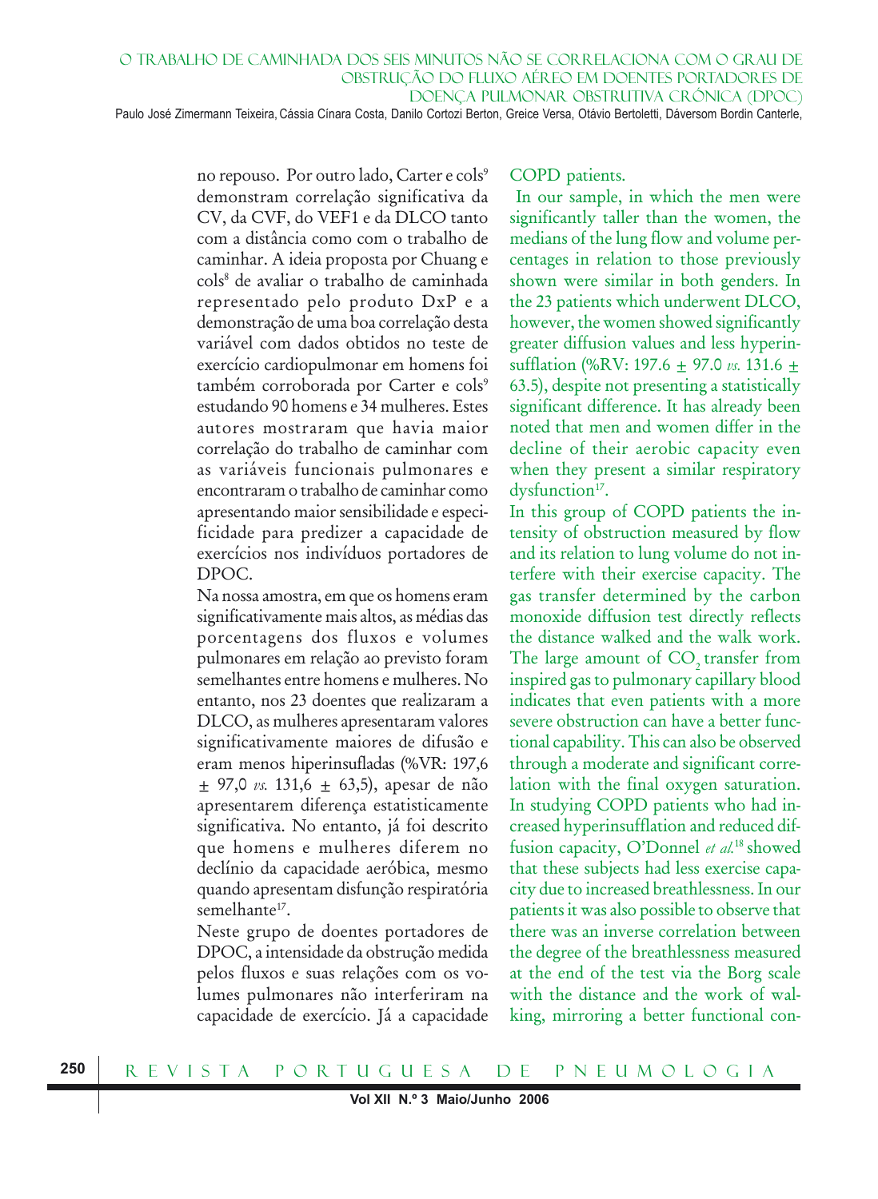no repouso. Por outro lado, Carter e cols[9] demonstram correlação significativa da CV, da CVF, do VEF1 e da DLCO tanto com a distância como com o trabalho de caminhar. A ideia proposta por Chuang e cols[8] de avaliar o trabalho de caminhada representado pelo produto DxP e a demonstração de uma boa correlação desta variável com dados obtidos no teste de exercício cardiopulmonar em homens foi também corroborada por Carter e cols[9] estudando 90 homens e 34 mulheres. Estes autores mostraram que havia maior correlação do trabalho de caminhar com as variáveis funcionais pulmonares e encontraram o trabalho de caminhar como apresentando maior sensibilidade e especificidade para predizer a capacidade de exercícios nos indivíduos portadores de DPOC.

Na nossa amostra, em que os homens eram significativamente mais altos, as médias das porcentagens dos fluxos e volumes pulmonares em relação ao previsto foram semelhantes entre homens e mulheres. No entanto, nos 23 doentes que realizaram a DLCO, as mulheres apresentaram valores significativamente maiores de difusão e eram menos hiperinsufladas (%VR: 197,6 ± 97,0 *vs.* 131,6 ± 63,5), apesar de não apresentarem diferença estatisticamente significativa. No entanto, já foi descrito que homens e mulheres diferem no declínio da capacidade aeróbica, mesmo quando apresentam disfunção respiratória semelhante[17].

Neste grupo de doentes portadores de DPOC, a intensidade da obstrução medida pelos fluxos e suas relações com os volumes pulmonares não interferiram na capacidade de exercício. Já a capacidade

COPD patients.

In our sample, in which the men were significantly taller than the women, the medians of the lung flow and volume percentages in relation to those previously shown were similar in both genders. In the 23 patients which underwent DLCO, however, the women showed significantly greater diffusion values and less hyperinsufflation (%RV: 197.6 ± 97.0 *vs.* 131.6 ± 63.5), despite not presenting a statistically significant difference. It has already been noted that men and women differ in the decline of their aerobic capacity even when they present a similar respiratory dysfunction[17].

In this group of COPD patients the intensity of obstruction measured by flow and its relation to lung volume do not interfere with their exercise capacity. The gas transfer determined by the carbon monoxide diffusion test directly reflects the distance walked and the walk work. The large amount of $CO_2$ transfer from inspired gas to pulmonary capillary blood indicates that even patients with a more severe obstruction can have a better functional capability. This can also be observed through a moderate and significant correlation with the final oxygen saturation. In studying COPD patients who had increased hyperinsufflation and reduced diffusion capacity, O'Donnel *et al.*[18] showed that these subjects had less exercise capacity due to increased breathlessness. In our patients it was also possible to observe that there was an inverse correlation between the degree of the breathlessness measured at the end of the test via the Borg scale with the distance and the work of walking, mirroring a better functional con-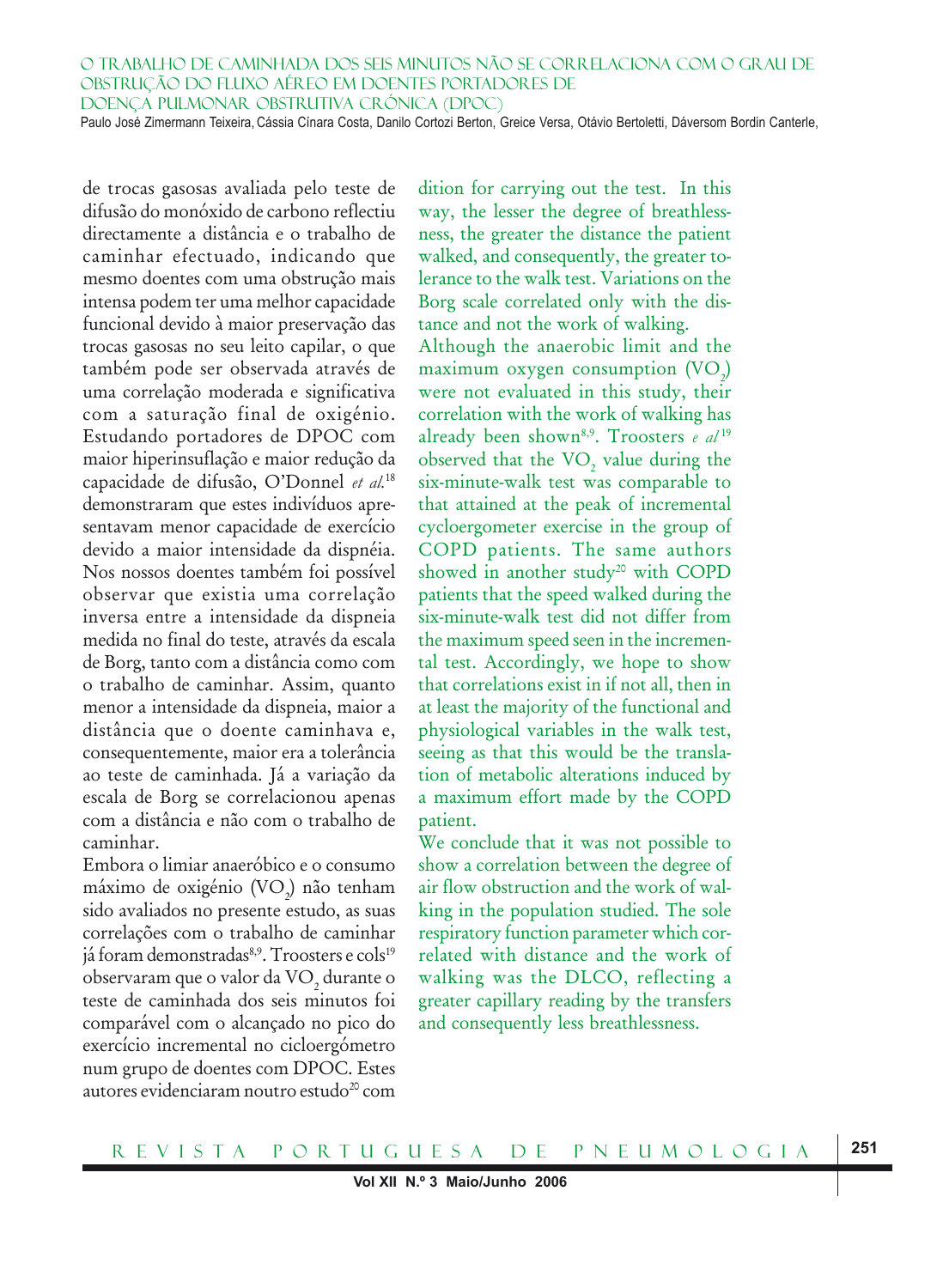de trocas gasosas avaliada pelo teste de difusão do monóxido de carbono reflectiu directamente a distância e o trabalho de caminhar efectuado, indicando que mesmo doentes com uma obstrução mais intensa podem ter uma melhor capacidade funcional devido à maior preservação das trocas gasosas no seu leito capilar, o que também pode ser observada através de uma correlação moderada e significativa com a saturação final de oxigénio. Estudando portadores de DPOC com maior hiperinsuflação e maior redução da capacidade de difusão, O'Donnel *et al.*[18] demonstraram que estes indivíduos apresentavam menor capacidade de exercício devido a maior intensidade da dispnéia. Nos nossos doentes também foi possível observar que existia uma correlação inversa entre a intensidade da dispneia medida no final do teste, através da escala de Borg, tanto com a distância como com o trabalho de caminhar. Assim, quanto menor a intensidade da dispneia, maior a distância que o doente caminhava e, consequentemente, maior era a tolerância ao teste de caminhada. Já a variação da escala de Borg se correlacionou apenas com a distância e não com o trabalho de caminhar.

Embora o limiar anaeróbico e o consumo máximo de oxigénio ($VO_2$) não tenham sido avaliados no presente estudo, as suas correlações com o trabalho de caminhar já foram demonstradas[8,9]. Troosters e cols[19] observaram que o valor da $VO_2$ durante o teste de caminhada dos seis minutos foi comparável com o alcançado no pico do exercício incremental no cicloergómetro num grupo de doentes com DPOC. Estes autores evidenciaram noutro estudo[20] com dition for carrying out the test. In this way, the lesser the degree of breathlessness, the greater the distance the patient walked, and consequently, the greater tolerance to the walk test. Variations on the Borg scale correlated only with the distance and not the work of walking.

Although the anaerobic limit and the maximum oxygen consumption ($VO_2$) were not evaluated in this study, their correlation with the work of walking has already been shown[8,9]. Troosters *e al*[19] observed that the $VO_2$ value during the six-minute-walk test was comparable to that attained at the peak of incremental cycloergometer exercise in the group of COPD patients. The same authors showed in another study[20] with COPD patients that the speed walked during the six-minute-walk test did not differ from the maximum speed seen in the incremental test. Accordingly, we hope to show that correlations exist in if not all, then in at least the majority of the functional and physiological variables in the walk test, seeing as that this would be the translation of metabolic alterations induced by a maximum effort made by the COPD patient.

We conclude that it was not possible to show a correlation between the degree of air flow obstruction and the work of walking in the population studied. The sole respiratory function parameter which correlated with distance and the work of walking was the DLCO, reflecting a greater capillary reading by the transfers and consequently less breathlessness.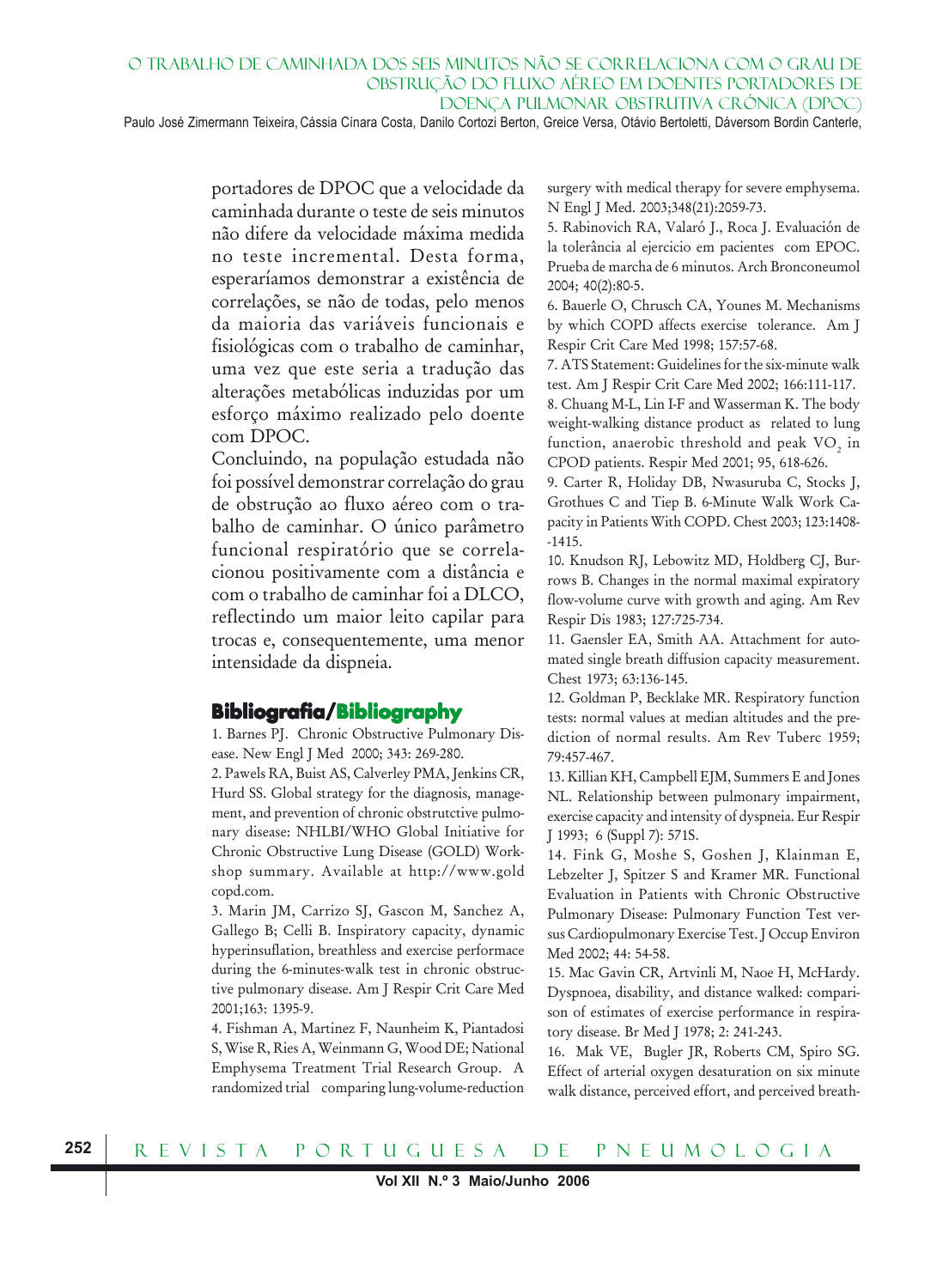portadores de DPOC que a velocidade da caminhada durante o teste de seis minutos não difere da velocidade máxima medida no teste incremental. Desta forma, esperaríamos demonstrar a existência de correlações, se não de todas, pelo menos da maioria das variáveis funcionais e fisiológicas com o trabalho de caminhar, uma vez que este seria a tradução das alterações metabólicas induzidas por um esforço máximo realizado pelo doente com DPOC.

Concluindo, na população estudada não foi possível demonstrar correlação do grau de obstrução ao fluxo aéreo com o trabalho de caminhar. O único parâmetro funcional respiratório que se correlacionou positivamente com a distância e com o trabalho de caminhar foi a DLCO, reflectindo um maior leito capilar para trocas e, consequentemente, uma menor intensidade da dispneia.

## Bibliografia/Bibliography

1. Barnes PJ. Chronic Obstructive Pulmonary Disease. New Engl J Med 2000; 343: 269-280.
2. Pawels RA, Buist AS, Calverley PMA, Jenkins CR, Hurd SS. Global strategy for the diagnosis, management, and prevention of chronic obstrutctive pulmonary disease: NHLBI/WHO Global Initiative for Chronic Obstructive Lung Disease (GOLD) Workshop summary. Available at http://www.goldcopd.com.
3. Marin JM, Carrizo SJ, Gascon M, Sanchez A, Gallego B; Celli B. Inspiratory capacity, dynamic hyperinsuflation, breathless and exercise performace during the 6-minutes-walk test in chronic obstructive pulmonary disease. Am J Respir Crit Care Med 2001;163: 1395-9.
4. Fishman A, Martinez F, Naunheim K, Piantadosi S, Wise R, Ries A, Weinmann G, Wood DE; National Emphysema Treatment Trial Research Group. A randomized trial comparing lung-volume-reduction surgery with medical therapy for severe emphysema. N Engl J Med. 2003;348(21):2059-73.
5. Rabinovich RA, Valaró J., Roca J. Evaluación de la tolerância al ejercicio em pacientes com EPOC. Prueba de marcha de 6 minutos. Arch Bronconeumol 2004; 40(2):80-5.
6. Bauerle O, Chrusch CA, Younes M. Mechanisms by which COPD affects exercise tolerance. Am J Respir Crit Care Med 1998; 157:57-68.
7. ATS Statement: Guidelines for the six-minute walk test. Am J Respir Crit Care Med 2002; 166:111-117.
8. Chuang M-L, Lin I-F and Wasserman K. The body weight-walking distance product as related to lung function, anaerobic threshold and peak $VO_2$ in CPOD patients. Respir Med 2001; 95, 618-626.
9. Carter R, Holiday DB, Nwasuruba C, Stocks J, Grothues C and Tiep B. 6-Minute Walk Work Capacity in Patients With COPD. Chest 2003; 123:1408--1415.
10. Knudson RJ, Lebowitz MD, Holdberg CJ, Burrows B. Changes in the normal maximal expiratory flow-volume curve with growth and aging. Am Rev Respir Dis 1983; 127:725-734.
11. Gaensler EA, Smith AA. Attachment for automated single breath diffusion capacity measurement. Chest 1973; 63:136-145.
12. Goldman P, Becklake MR. Respiratory function tests: normal values at median altitudes and the prediction of normal results. Am Rev Tuberc 1959; 79:457-467.
13. Killian KH, Campbell EJM, Summers E and Jones NL. Relationship between pulmonary impairment, exercise capacity and intensity of dyspneia. Eur Respir J 1993; 6 (Suppl 7): 571S.
14. Fink G, Moshe S, Goshen J, Klainman E, Lebzelter J, Spitzer S and Kramer MR. Functional Evaluation in Patients with Chronic Obstructive Pulmonary Disease: Pulmonary Function Test versus Cardiopulmonary Exercise Test. J Occup Environ Med 2002; 44: 54-58.
15. Mac Gavin CR, Artvinli M, Naoe H, McHardy. Dyspnoea, disability, and distance walked: comparison of estimates of exercise performance in respiratory disease. Br Med J 1978; 2: 241-243.
16. Mak VE, Bugler JR, Roberts CM, Spiro SG. Effect of arterial oxygen desaturation on six minute walk distance, perceived effort, and perceived breath-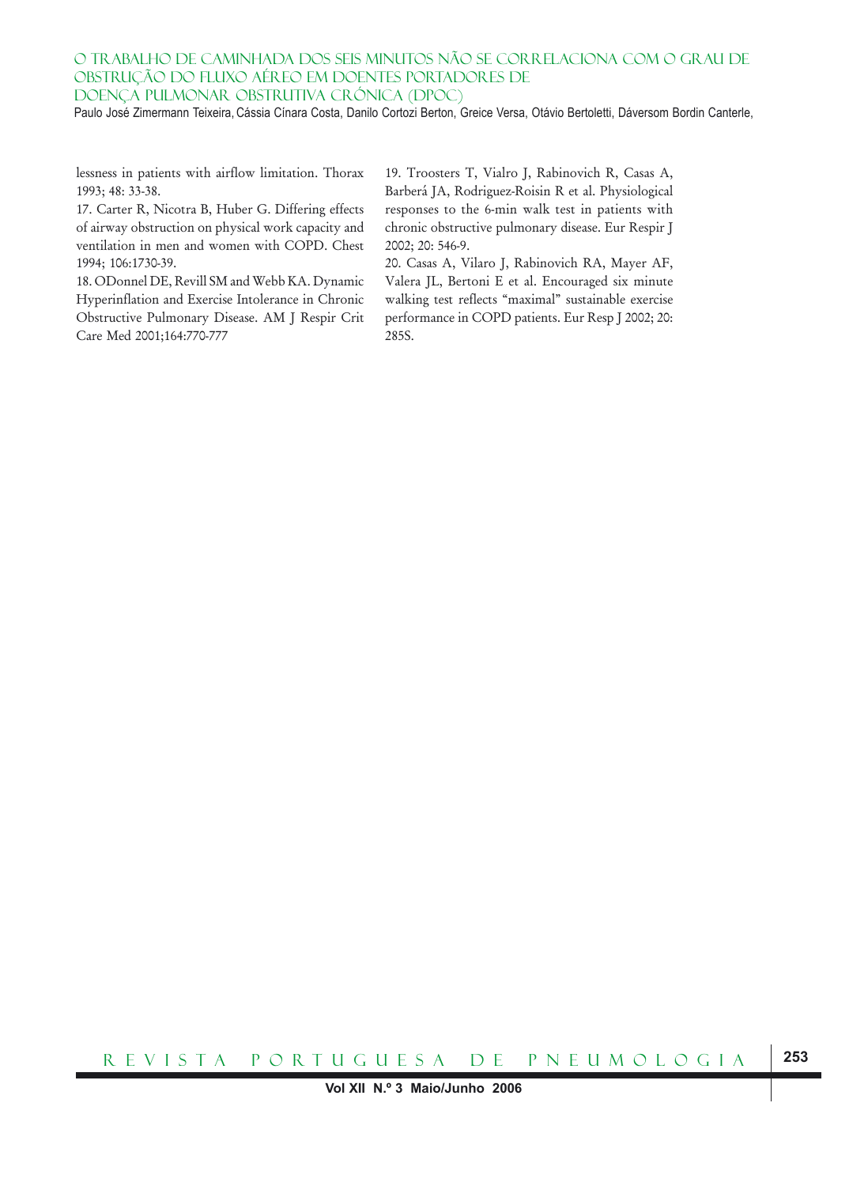lessness in patients with airflow limitation. Thorax 1993; 48: 33-38.

17. Carter R, Nicotra B, Huber G. Differing effects of airway obstruction on physical work capacity and ventilation in men and women with COPD. Chest 1994; 106:1730-39.

18. ODonnel DE, Revill SM and Webb KA. Dynamic Hyperinflation and Exercise Intolerance in Chronic Obstructive Pulmonary Disease. AM J Respir Crit Care Med 2001;164:770-777

19. Troosters T, Vialro J, Rabinovich R, Casas A, Barberá JA, Rodriguez-Roisin R et al. Physiological responses to the 6-min walk test in patients with chronic obstructive pulmonary disease. Eur Respir J 2002; 20: 546-9.

20. Casas A, Vilaro J, Rabinovich RA, Mayer AF, Valera JL, Bertoni E et al. Encouraged six minute walking test reflects "maximal" sustainable exercise performance in COPD patients. Eur Resp J 2002; 20: 285S.